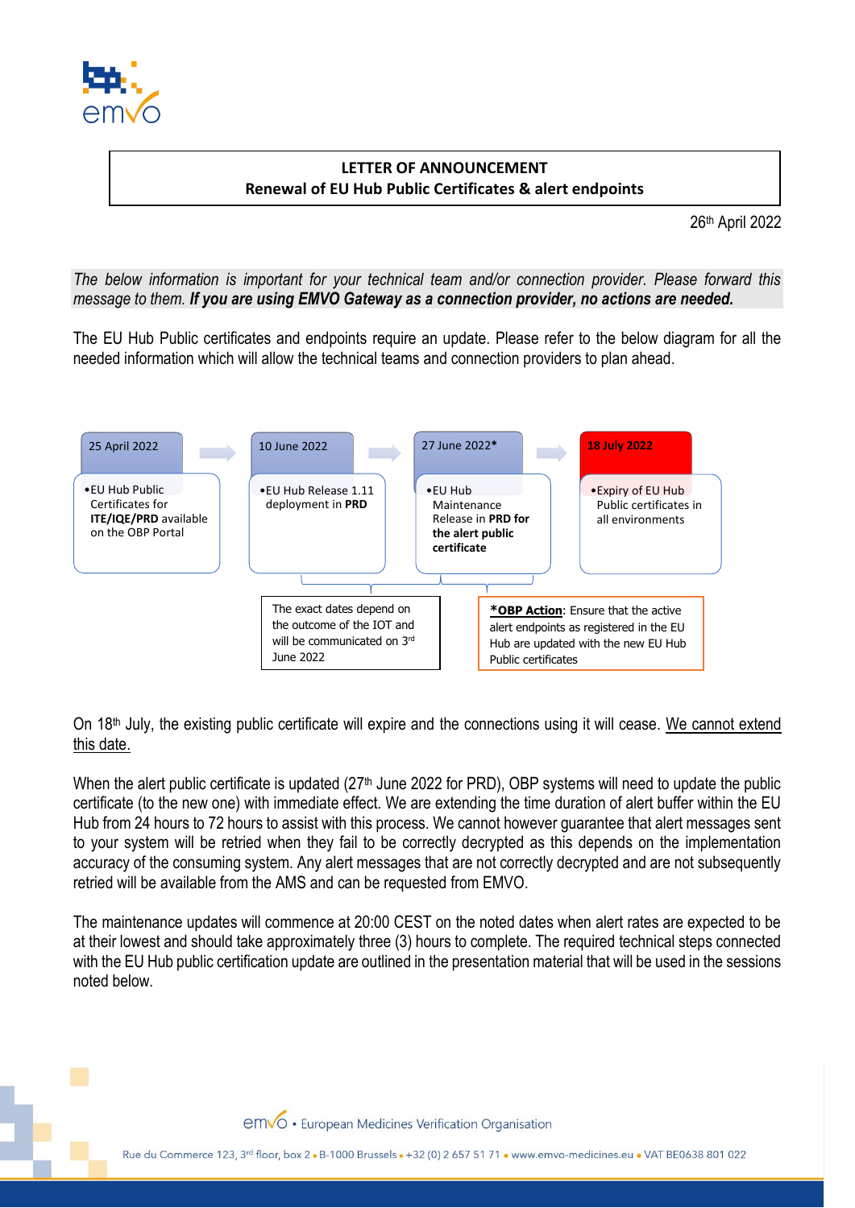**LETTER OF ANNOUNCEMENT**
**Renewal of EU Hub Public Certificates & alert endpoints**

26th April 2022

*The below information is important for your technical team and/or connection provider. Please forward this message to them.* ***If you are using EMVO Gateway as a connection provider, no actions are needed.***

The EU Hub Public certificates and endpoints require an update. Please refer to the below diagram for all the needed information which will allow the technical teams and connection providers to plan ahead.

| 25 April 2022 | 10 June 2022 | 27 June 2022* | **18 July 2022** |
|---|---|---|---|
| • EU Hub Public Certificates for **ITE/IQE/PRD** available on the OBP Portal | • EU Hub Release 1.11 deployment in **PRD** | • EU Hub Maintenance Release in **PRD for the alert public certificate** | • Expiry of EU Hub Public certificates in all environments |

The exact dates depend on the outcome of the IOT and will be communicated on 3rd June 2022

**\*OBP Action**: Ensure that the active alert endpoints as registered in the EU Hub are updated with the new EU Hub Public certificates

On 18th July, the existing public certificate will expire and the connections using it will cease. We cannot extend this date.

When the alert public certificate is updated (27th June 2022 for PRD), OBP systems will need to update the public certificate (to the new one) with immediate effect. We are extending the time duration of alert buffer within the EU Hub from 24 hours to 72 hours to assist with this process. We cannot however guarantee that alert messages sent to your system will be retried when they fail to be correctly decrypted as this depends on the implementation accuracy of the consuming system. Any alert messages that are not correctly decrypted and are not subsequently retried will be available from the AMS and can be requested from EMVO.

The maintenance updates will commence at 20:00 CEST on the noted dates when alert rates are expected to be at their lowest and should take approximately three (3) hours to complete. The required technical steps connected with the EU Hub public certification update are outlined in the presentation material that will be used in the sessions noted below.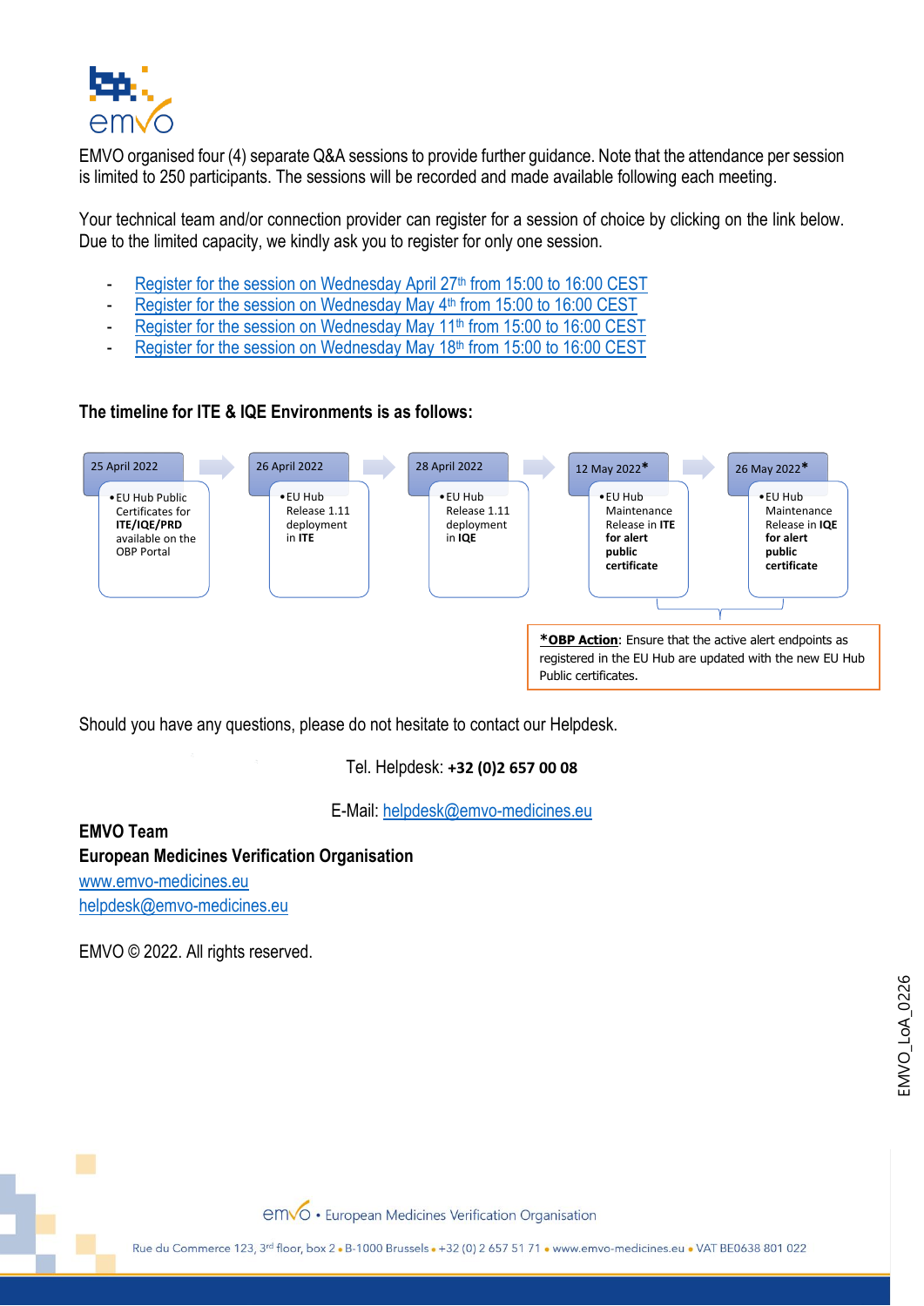EMVO organised four (4) separate Q&A sessions to provide further guidance. Note that the attendance per session is limited to 250 participants. The sessions will be recorded and made available following each meeting.

Your technical team and/or connection provider can register for a session of choice by clicking on the link below. Due to the limited capacity, we kindly ask you to register for only one session.

- Register for the session on Wednesday April 27th from 15:00 to 16:00 CEST
- Register for the session on Wednesday May 4th from 15:00 to 16:00 CEST
- Register for the session on Wednesday May 11th from 15:00 to 16:00 CEST
- Register for the session on Wednesday May 18th from 15:00 to 16:00 CEST

**The timeline for ITE & IQE Environments is as follows:**

25 April 2022
- EU Hub Public Certificates for **ITE/IQE/PRD** available on the OBP Portal

26 April 2022
- EU Hub Release 1.11 deployment in **ITE**

28 April 2022
- EU Hub Release 1.11 deployment in **IQE**

12 May 2022*
- EU Hub Maintenance Release in **ITE for alert public certificate**

26 May 2022*
- EU Hub Maintenance Release in **IQE for alert public certificate**

***OBP Action**: Ensure that the active alert endpoints as registered in the EU Hub are updated with the new EU Hub Public certificates.

Should you have any questions, please do not hesitate to contact our Helpdesk.

Tel. Helpdesk: **+32 (0)2 657 00 08**

E-Mail: helpdesk@emvo-medicines.eu

**EMVO Team**
**European Medicines Verification Organisation**
www.emvo-medicines.eu
helpdesk@emvo-medicines.eu

EMVO © 2022. All rights reserved.

EMVO_LoA_0226